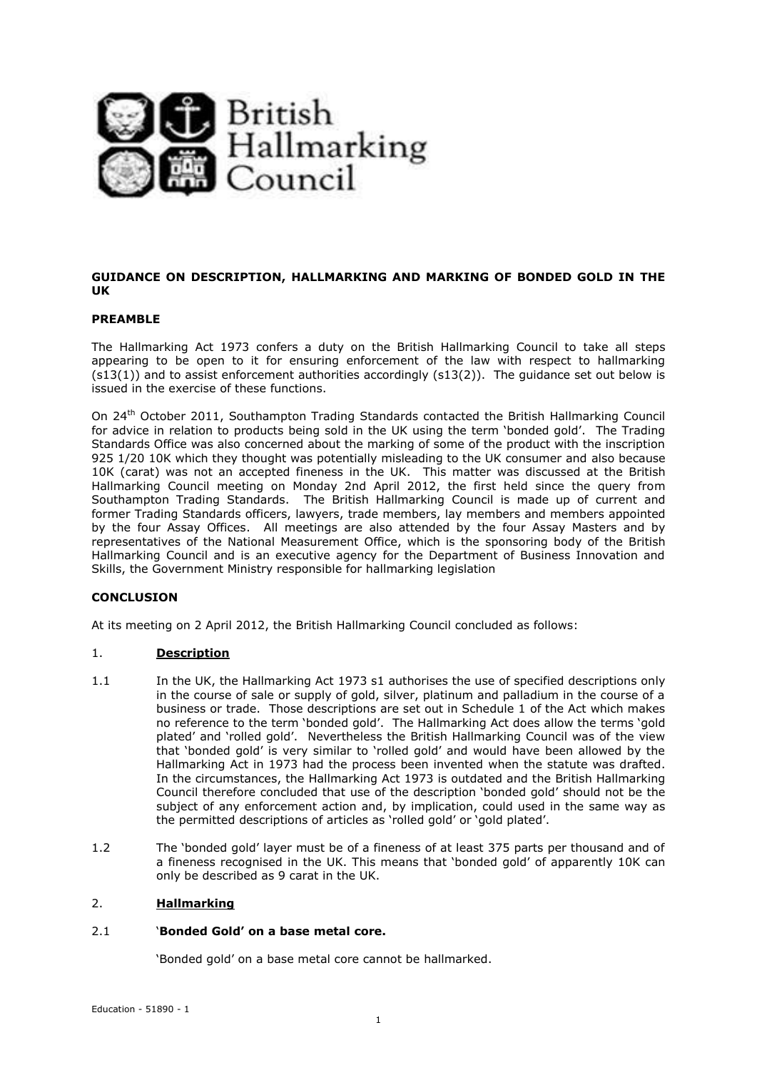British Hallmarking Council

**GUIDANCE ON DESCRIPTION, HALLMARKING AND MARKING OF BONDED GOLD IN THE UK**

**PREAMBLE**

The Hallmarking Act 1973 confers a duty on the British Hallmarking Council to take all steps appearing to be open to it for ensuring enforcement of the law with respect to hallmarking (s13(1)) and to assist enforcement authorities accordingly (s13(2)). The guidance set out below is issued in the exercise of these functions.

On 24th October 2011, Southampton Trading Standards contacted the British Hallmarking Council for advice in relation to products being sold in the UK using the term 'bonded gold'. The Trading Standards Office was also concerned about the marking of some of the product with the inscription 925 1/20 10K which they thought was potentially misleading to the UK consumer and also because 10K (carat) was not an accepted fineness in the UK. This matter was discussed at the British Hallmarking Council meeting on Monday 2nd April 2012, the first held since the query from Southampton Trading Standards. The British Hallmarking Council is made up of current and former Trading Standards officers, lawyers, trade members, lay members and members appointed by the four Assay Offices. All meetings are also attended by the four Assay Masters and by representatives of the National Measurement Office, which is the sponsoring body of the British Hallmarking Council and is an executive agency for the Department of Business Innovation and Skills, the Government Ministry responsible for hallmarking legislation

**CONCLUSION**

At its meeting on 2 April 2012, the British Hallmarking Council concluded as follows:

1. **<u>Description</u>**

1.1 In the UK, the Hallmarking Act 1973 s1 authorises the use of specified descriptions only in the course of sale or supply of gold, silver, platinum and palladium in the course of a business or trade. Those descriptions are set out in Schedule 1 of the Act which makes no reference to the term 'bonded gold'. The Hallmarking Act does allow the terms 'gold plated' and 'rolled gold'. Nevertheless the British Hallmarking Council was of the view that 'bonded gold' is very similar to 'rolled gold' and would have been allowed by the Hallmarking Act in 1973 had the process been invented when the statute was drafted. In the circumstances, the Hallmarking Act 1973 is outdated and the British Hallmarking Council therefore concluded that use of the description 'bonded gold' should not be the subject of any enforcement action and, by implication, could used in the same way as the permitted descriptions of articles as 'rolled gold' or 'gold plated'.

1.2 The 'bonded gold' layer must be of a fineness of at least 375 parts per thousand and of a fineness recognised in the UK. This means that 'bonded gold' of apparently 10K can only be described as 9 carat in the UK.

2. **<u>Hallmarking</u>**

2.1 **'Bonded Gold' on a base metal core.**

'Bonded gold' on a base metal core cannot be hallmarked.

Education - 51890 - 1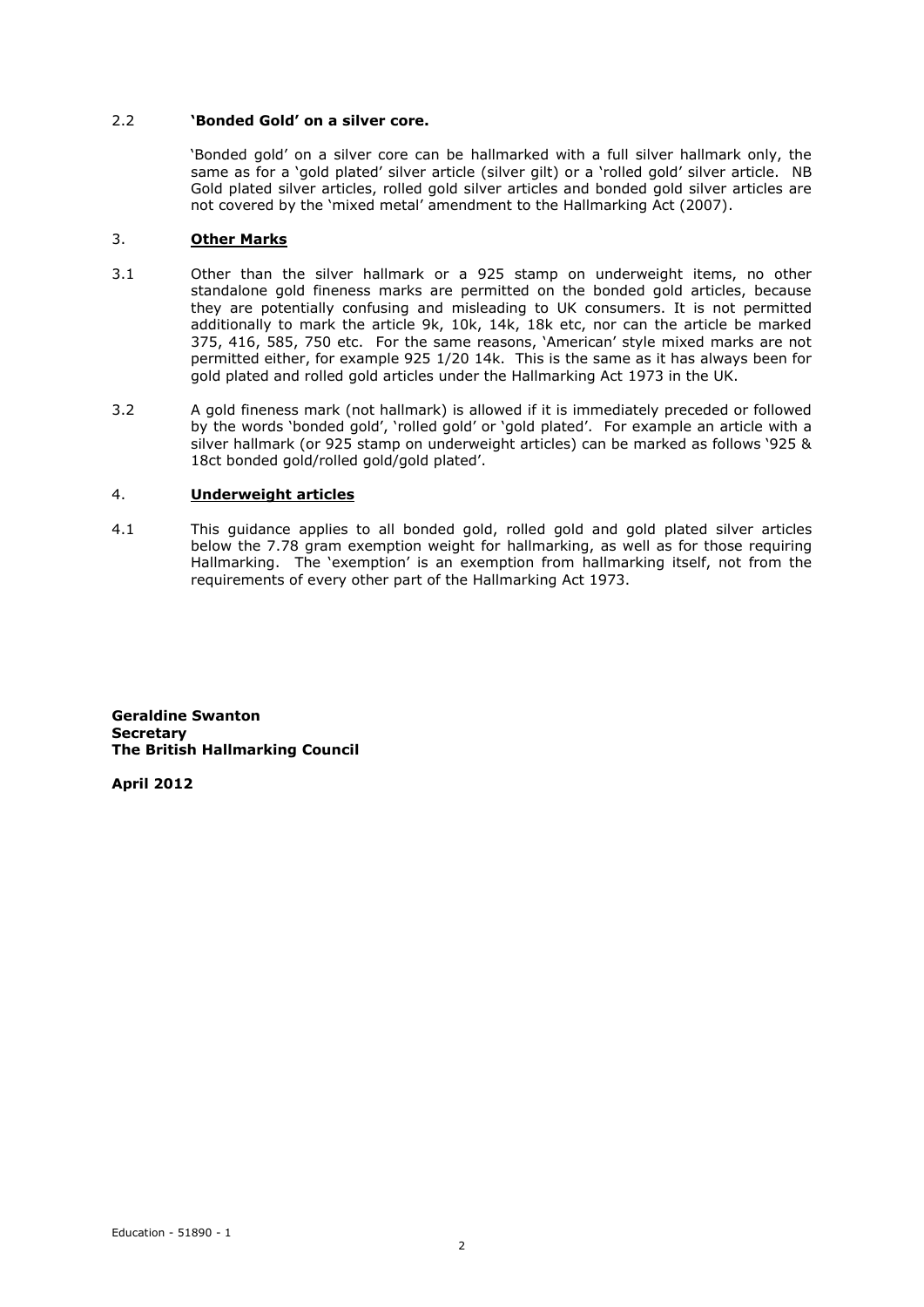### 2.2 **'Bonded Gold' on a silver core.**

'Bonded gold' on a silver core can be hallmarked with a full silver hallmark only, the same as for a 'gold plated' silver article (silver gilt) or a 'rolled gold' silver article. NB Gold plated silver articles, rolled gold silver articles and bonded gold silver articles are not covered by the 'mixed metal' amendment to the Hallmarking Act (2007).

## 3. **Other Marks**

3.1 Other than the silver hallmark or a 925 stamp on underweight items, no other standalone gold fineness marks are permitted on the bonded gold articles, because they are potentially confusing and misleading to UK consumers. It is not permitted additionally to mark the article 9k, 10k, 14k, 18k etc, nor can the article be marked 375, 416, 585, 750 etc. For the same reasons, 'American' style mixed marks are not permitted either, for example 925 1/20 14k. This is the same as it has always been for gold plated and rolled gold articles under the Hallmarking Act 1973 in the UK.

3.2 A gold fineness mark (not hallmark) is allowed if it is immediately preceded or followed by the words 'bonded gold', 'rolled gold' or 'gold plated'. For example an article with a silver hallmark (or 925 stamp on underweight articles) can be marked as follows '925 & 18ct bonded gold/rolled gold/gold plated'.

## 4. **Underweight articles**

4.1 This guidance applies to all bonded gold, rolled gold and gold plated silver articles below the 7.78 gram exemption weight for hallmarking, as well as for those requiring Hallmarking. The 'exemption' is an exemption from hallmarking itself, not from the requirements of every other part of the Hallmarking Act 1973.

**Geraldine Swanton**
**Secretary**
**The British Hallmarking Council**

**April 2012**

Education - 51890 - 1